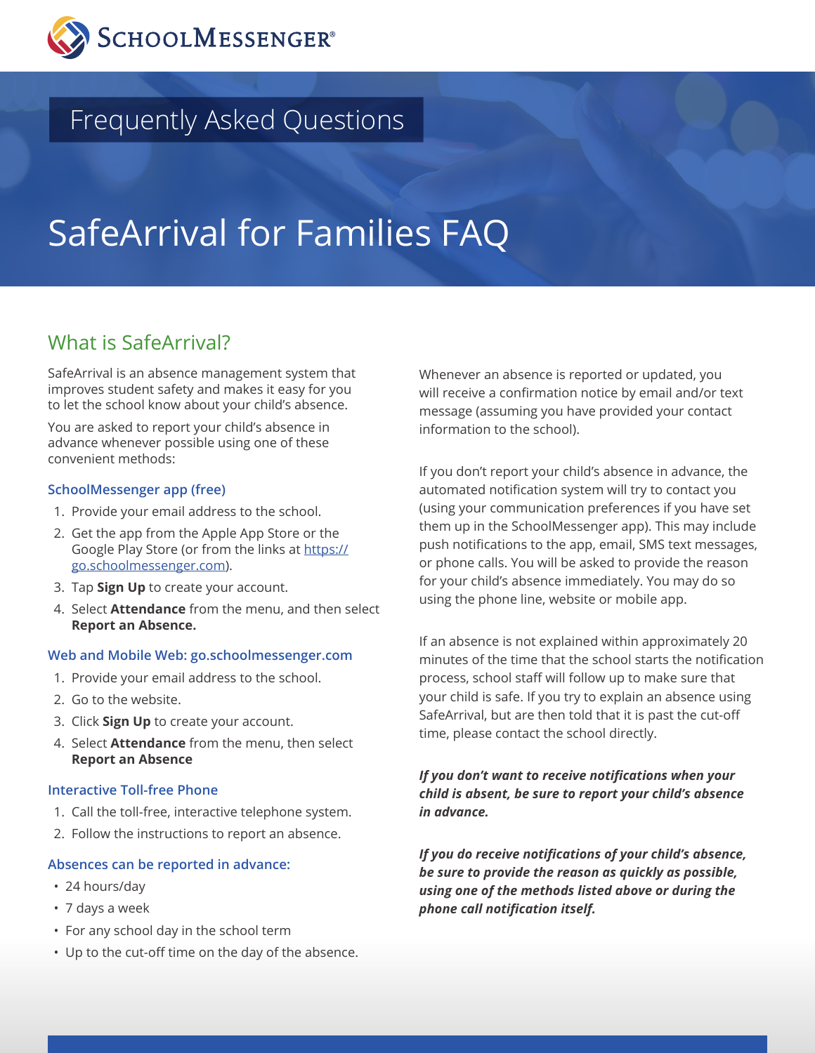SchoolMessenger®

Frequently Asked Questions

# SafeArrival for Families FAQ

## What is SafeArrival?

SafeArrival is an absence management system that improves student safety and makes it easy for you to let the school know about your child's absence.

You are asked to report your child's absence in advance whenever possible using one of these convenient methods:

### SchoolMessenger app (free)

1. Provide your email address to the school.
2. Get the app from the Apple App Store or the Google Play Store (or from the links at https://go.schoolmessenger.com).
3. Tap **Sign Up** to create your account.
4. Select **Attendance** from the menu, and then select **Report an Absence.**

### Web and Mobile Web: go.schoolmessenger.com

1. Provide your email address to the school.
2. Go to the website.
3. Click **Sign Up** to create your account.
4. Select **Attendance** from the menu, then select **Report an Absence**

### Interactive Toll-free Phone

1. Call the toll-free, interactive telephone system.
2. Follow the instructions to report an absence.

### Absences can be reported in advance:

- 24 hours/day
- 7 days a week
- For any school day in the school term
- Up to the cut-off time on the day of the absence.

Whenever an absence is reported or updated, you will receive a confirmation notice by email and/or text message (assuming you have provided your contact information to the school).

If you don't report your child's absence in advance, the automated notification system will try to contact you (using your communication preferences if you have set them up in the SchoolMessenger app). This may include push notifications to the app, email, SMS text messages, or phone calls. You will be asked to provide the reason for your child's absence immediately. You may do so using the phone line, website or mobile app.

If an absence is not explained within approximately 20 minutes of the time that the school starts the notification process, school staff will follow up to make sure that your child is safe. If you try to explain an absence using SafeArrival, but are then told that it is past the cut-off time, please contact the school directly.

***If you don't want to receive notifications when your child is absent, be sure to report your child's absence in advance.***

***If you do receive notifications of your child's absence, be sure to provide the reason as quickly as possible, using one of the methods listed above or during the phone call notification itself.***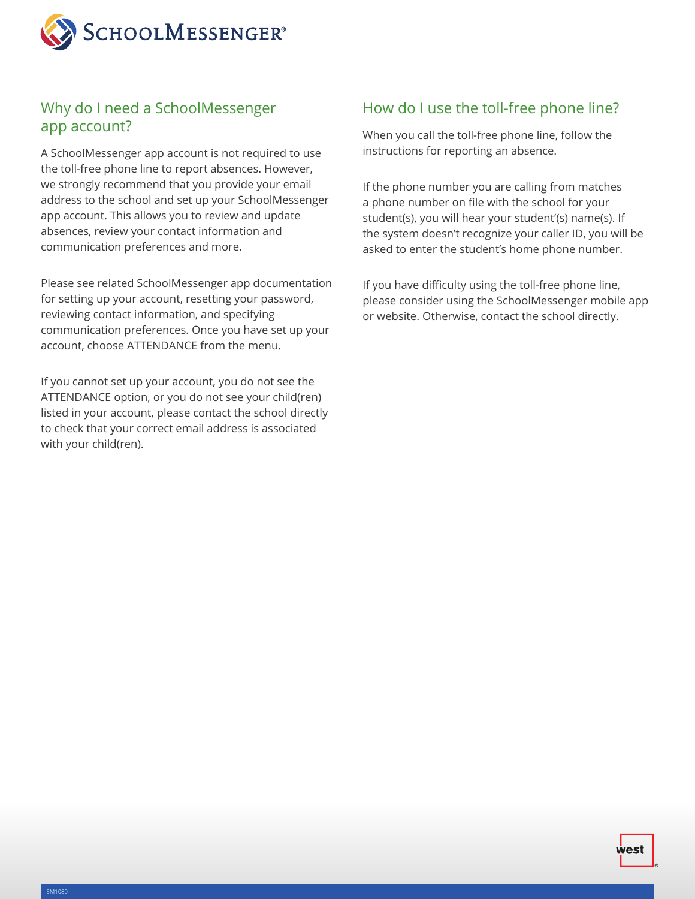## Why do I need a SchoolMessenger app account?

A SchoolMessenger app account is not required to use the toll-free phone line to report absences. However, we strongly recommend that you provide your email address to the school and set up your SchoolMessenger app account. This allows you to review and update absences, review your contact information and communication preferences and more.

Please see related SchoolMessenger app documentation for setting up your account, resetting your password, reviewing contact information, and specifying communication preferences. Once you have set up your account, choose ATTENDANCE from the menu.

If you cannot set up your account, you do not see the ATTENDANCE option, or you do not see your child(ren) listed in your account, please contact the school directly to check that your correct email address is associated with your child(ren).

## How do I use the toll-free phone line?

When you call the toll-free phone line, follow the instructions for reporting an absence.

If the phone number you are calling from matches a phone number on file with the school for your student(s), you will hear your student'(s) name(s). If the system doesn't recognize your caller ID, you will be asked to enter the student's home phone number.

If you have difficulty using the toll-free phone line, please consider using the SchoolMessenger mobile app or website. Otherwise, contact the school directly.